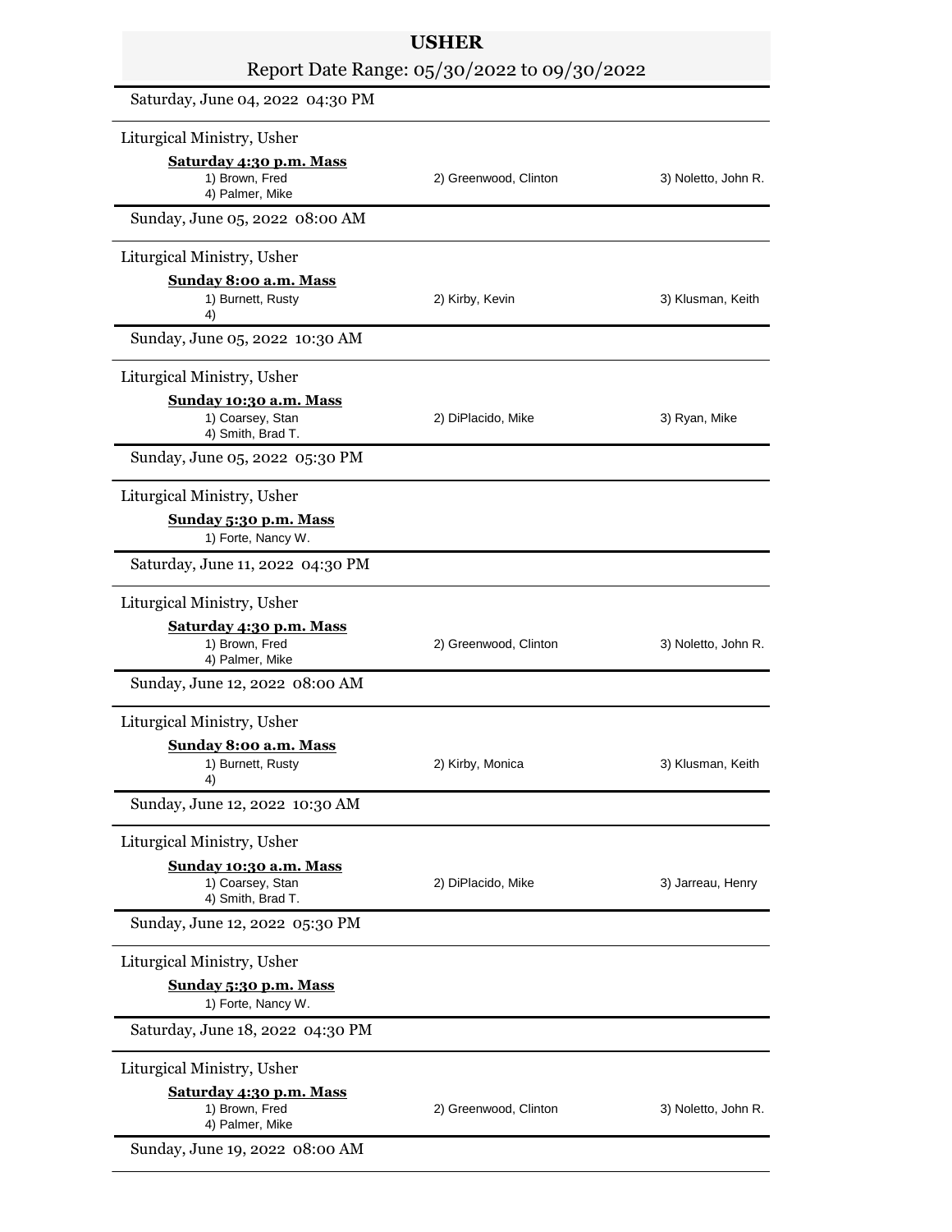# USHER

Report Date Range: 05/30/2022 to 09/30/2022

Saturday, June 04, 2022 04:30 PM

Liturgical Ministry, Usher

**Saturday 4:30 p.m. Mass**

1) Brown, Fred 2) Greenwood, Clinton 3) Noletto, John R.
4) Palmer, Mike

Sunday, June 05, 2022 08:00 AM

Liturgical Ministry, Usher

**Sunday 8:00 a.m. Mass**

1) Burnett, Rusty 2) Kirby, Kevin 3) Klusman, Keith
4)

Sunday, June 05, 2022 10:30 AM

Liturgical Ministry, Usher

**Sunday 10:30 a.m. Mass**

1) Coarsey, Stan 2) DiPlacido, Mike 3) Ryan, Mike
4) Smith, Brad T.

Sunday, June 05, 2022 05:30 PM

Liturgical Ministry, Usher

**Sunday 5:30 p.m. Mass**

1) Forte, Nancy W.

Saturday, June 11, 2022 04:30 PM

Liturgical Ministry, Usher

**Saturday 4:30 p.m. Mass**

1) Brown, Fred 2) Greenwood, Clinton 3) Noletto, John R.
4) Palmer, Mike

Sunday, June 12, 2022 08:00 AM

Liturgical Ministry, Usher

**Sunday 8:00 a.m. Mass**

1) Burnett, Rusty 2) Kirby, Monica 3) Klusman, Keith
4)

Sunday, June 12, 2022 10:30 AM

Liturgical Ministry, Usher

**Sunday 10:30 a.m. Mass**

1) Coarsey, Stan 2) DiPlacido, Mike 3) Jarreau, Henry
4) Smith, Brad T.

Sunday, June 12, 2022 05:30 PM

Liturgical Ministry, Usher

**Sunday 5:30 p.m. Mass**

1) Forte, Nancy W.

Saturday, June 18, 2022 04:30 PM

Liturgical Ministry, Usher

**Saturday 4:30 p.m. Mass**

1) Brown, Fred 2) Greenwood, Clinton 3) Noletto, John R.
4) Palmer, Mike

Sunday, June 19, 2022 08:00 AM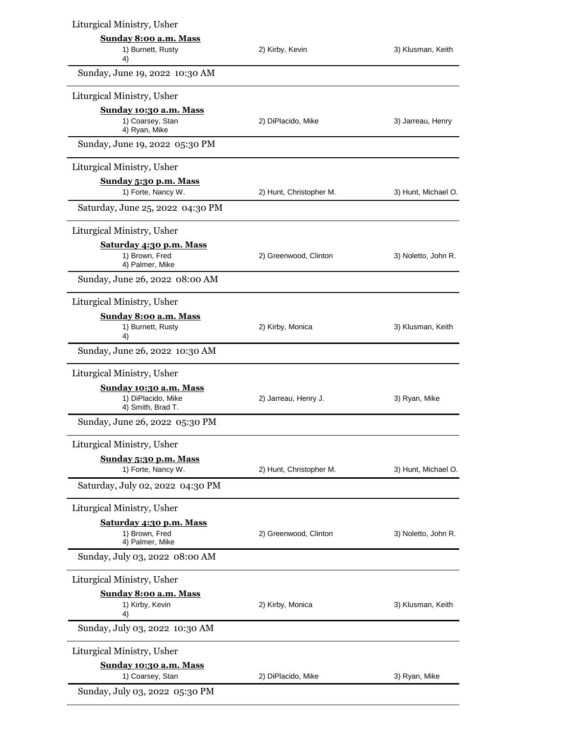Liturgical Ministry, Usher

**Sunday 8:00 a.m. Mass**

1) Burnett, Rusty — 2) Kirby, Kevin — 3) Klusman, Keith
4)

---

Sunday, June 19, 2022 10:30 AM

Liturgical Ministry, Usher

**Sunday 10:30 a.m. Mass**

1) Coarsey, Stan — 2) DiPlacido, Mike — 3) Jarreau, Henry
4) Ryan, Mike

---

Sunday, June 19, 2022 05:30 PM

Liturgical Ministry, Usher

**Sunday 5:30 p.m. Mass**

1) Forte, Nancy W. — 2) Hunt, Christopher M. — 3) Hunt, Michael O.

---

Saturday, June 25, 2022 04:30 PM

Liturgical Ministry, Usher

**Saturday 4:30 p.m. Mass**

1) Brown, Fred — 2) Greenwood, Clinton — 3) Noletto, John R.
4) Palmer, Mike

---

Sunday, June 26, 2022 08:00 AM

Liturgical Ministry, Usher

**Sunday 8:00 a.m. Mass**

1) Burnett, Rusty — 2) Kirby, Monica — 3) Klusman, Keith
4)

---

Sunday, June 26, 2022 10:30 AM

Liturgical Ministry, Usher

**Sunday 10:30 a.m. Mass**

1) DiPlacido, Mike — 2) Jarreau, Henry J. — 3) Ryan, Mike
4) Smith, Brad T.

---

Sunday, June 26, 2022 05:30 PM

Liturgical Ministry, Usher

**Sunday 5:30 p.m. Mass**

1) Forte, Nancy W. — 2) Hunt, Christopher M. — 3) Hunt, Michael O.

---

Saturday, July 02, 2022 04:30 PM

Liturgical Ministry, Usher

**Saturday 4:30 p.m. Mass**

1) Brown, Fred — 2) Greenwood, Clinton — 3) Noletto, John R.
4) Palmer, Mike

---

Sunday, July 03, 2022 08:00 AM

Liturgical Ministry, Usher

**Sunday 8:00 a.m. Mass**

1) Kirby, Kevin — 2) Kirby, Monica — 3) Klusman, Keith
4)

---

Sunday, July 03, 2022 10:30 AM

Liturgical Ministry, Usher

**Sunday 10:30 a.m. Mass**

1) Coarsey, Stan — 2) DiPlacido, Mike — 3) Ryan, Mike

---

Sunday, July 03, 2022 05:30 PM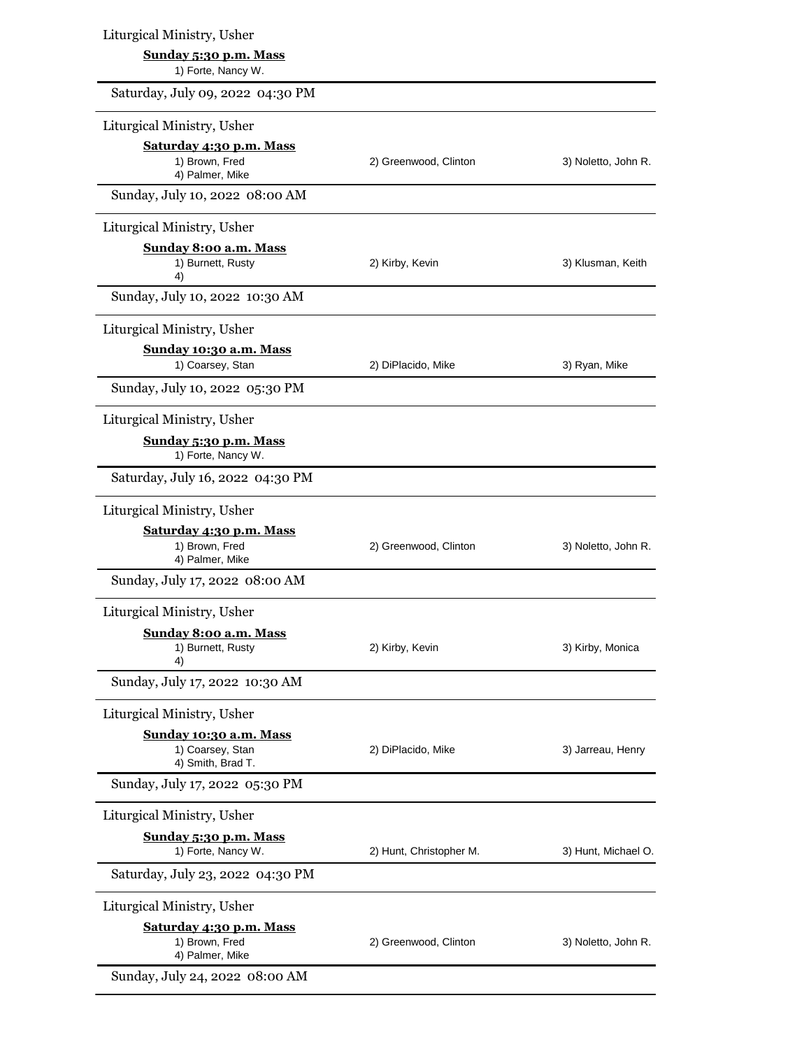Liturgical Ministry, Usher

**Sunday 5:30 p.m. Mass**

1) Forte, Nancy W.

## Saturday, July 09, 2022 04:30 PM

Liturgical Ministry, Usher

**Saturday 4:30 p.m. Mass**

1) Brown, Fred | 2) Greenwood, Clinton | 3) Noletto, John R.
4) Palmer, Mike

## Sunday, July 10, 2022 08:00 AM

Liturgical Ministry, Usher

**Sunday 8:00 a.m. Mass**

1) Burnett, Rusty | 2) Kirby, Kevin | 3) Klusman, Keith
4)

## Sunday, July 10, 2022 10:30 AM

Liturgical Ministry, Usher

**Sunday 10:30 a.m. Mass**

1) Coarsey, Stan | 2) DiPlacido, Mike | 3) Ryan, Mike

## Sunday, July 10, 2022 05:30 PM

Liturgical Ministry, Usher

**Sunday 5:30 p.m. Mass**

1) Forte, Nancy W.

## Saturday, July 16, 2022 04:30 PM

Liturgical Ministry, Usher

**Saturday 4:30 p.m. Mass**

1) Brown, Fred | 2) Greenwood, Clinton | 3) Noletto, John R.
4) Palmer, Mike

## Sunday, July 17, 2022 08:00 AM

Liturgical Ministry, Usher

**Sunday 8:00 a.m. Mass**

1) Burnett, Rusty | 2) Kirby, Kevin | 3) Kirby, Monica
4)

## Sunday, July 17, 2022 10:30 AM

Liturgical Ministry, Usher

**Sunday 10:30 a.m. Mass**

1) Coarsey, Stan | 2) DiPlacido, Mike | 3) Jarreau, Henry
4) Smith, Brad T.

## Sunday, July 17, 2022 05:30 PM

Liturgical Ministry, Usher

**Sunday 5:30 p.m. Mass**

1) Forte, Nancy W. | 2) Hunt, Christopher M. | 3) Hunt, Michael O.

## Saturday, July 23, 2022 04:30 PM

Liturgical Ministry, Usher

**Saturday 4:30 p.m. Mass**

1) Brown, Fred | 2) Greenwood, Clinton | 3) Noletto, John R.
4) Palmer, Mike

## Sunday, July 24, 2022 08:00 AM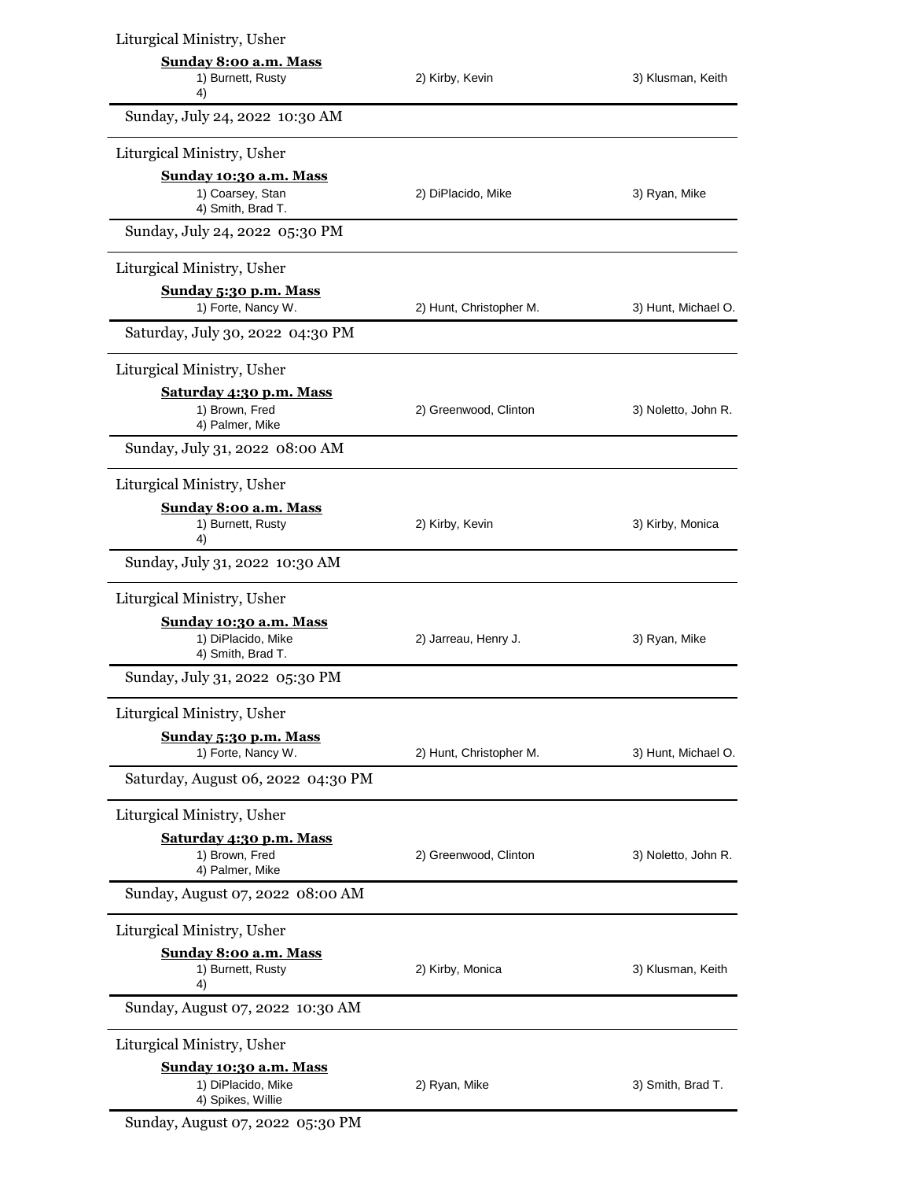Liturgical Ministry, Usher

**Sunday 8:00 a.m. Mass**

1) Burnett, Rusty
2) Kirby, Kevin
3) Klusman, Keith
4)

Sunday, July 24, 2022 10:30 AM

Liturgical Ministry, Usher

**Sunday 10:30 a.m. Mass**

1) Coarsey, Stan
2) DiPlacido, Mike
3) Ryan, Mike
4) Smith, Brad T.

Sunday, July 24, 2022 05:30 PM

Liturgical Ministry, Usher

**Sunday 5:30 p.m. Mass**

1) Forte, Nancy W.
2) Hunt, Christopher M.
3) Hunt, Michael O.

Saturday, July 30, 2022 04:30 PM

Liturgical Ministry, Usher

**Saturday 4:30 p.m. Mass**

1) Brown, Fred
2) Greenwood, Clinton
3) Noletto, John R.
4) Palmer, Mike

Sunday, July 31, 2022 08:00 AM

Liturgical Ministry, Usher

**Sunday 8:00 a.m. Mass**

1) Burnett, Rusty
2) Kirby, Kevin
3) Kirby, Monica
4)

Sunday, July 31, 2022 10:30 AM

Liturgical Ministry, Usher

**Sunday 10:30 a.m. Mass**

1) DiPlacido, Mike
2) Jarreau, Henry J.
3) Ryan, Mike
4) Smith, Brad T.

Sunday, July 31, 2022 05:30 PM

Liturgical Ministry, Usher

**Sunday 5:30 p.m. Mass**

1) Forte, Nancy W.
2) Hunt, Christopher M.
3) Hunt, Michael O.

Saturday, August 06, 2022 04:30 PM

Liturgical Ministry, Usher

**Saturday 4:30 p.m. Mass**

1) Brown, Fred
2) Greenwood, Clinton
3) Noletto, John R.
4) Palmer, Mike

Sunday, August 07, 2022 08:00 AM

Liturgical Ministry, Usher

**Sunday 8:00 a.m. Mass**

1) Burnett, Rusty
2) Kirby, Monica
3) Klusman, Keith
4)

Sunday, August 07, 2022 10:30 AM

Liturgical Ministry, Usher

**Sunday 10:30 a.m. Mass**

1) DiPlacido, Mike
2) Ryan, Mike
3) Smith, Brad T.
4) Spikes, Willie

Sunday, August 07, 2022 05:30 PM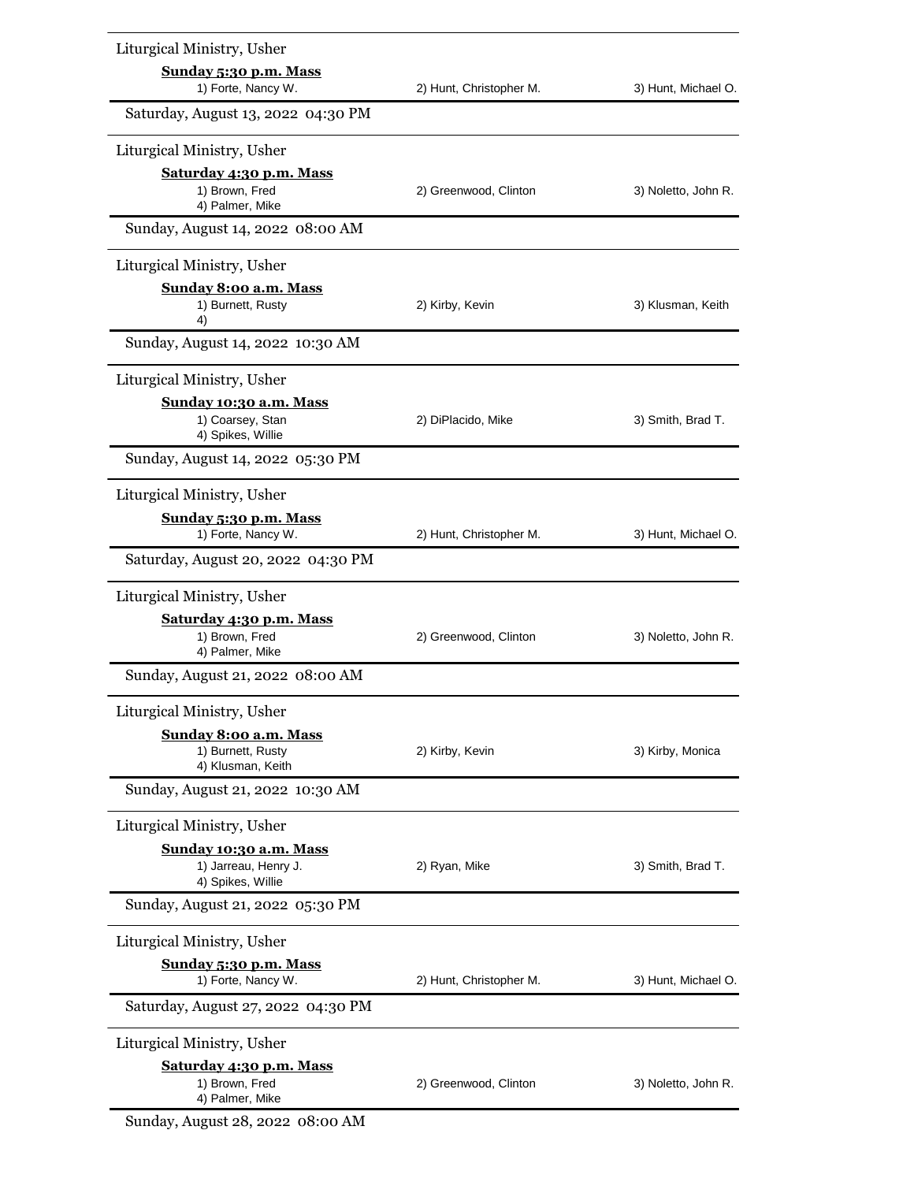Liturgical Ministry, Usher

**Sunday 5:30 p.m. Mass**

1) Forte, Nancy W. 2) Hunt, Christopher M. 3) Hunt, Michael O.

Saturday, August 13, 2022 04:30 PM

Liturgical Ministry, Usher

**Saturday 4:30 p.m. Mass**

1) Brown, Fred 2) Greenwood, Clinton 3) Noletto, John R.
4) Palmer, Mike

Sunday, August 14, 2022 08:00 AM

Liturgical Ministry, Usher

**Sunday 8:00 a.m. Mass**

1) Burnett, Rusty 2) Kirby, Kevin 3) Klusman, Keith
4)

Sunday, August 14, 2022 10:30 AM

Liturgical Ministry, Usher

**Sunday 10:30 a.m. Mass**

1) Coarsey, Stan 2) DiPlacido, Mike 3) Smith, Brad T.
4) Spikes, Willie

Sunday, August 14, 2022 05:30 PM

Liturgical Ministry, Usher

**Sunday 5:30 p.m. Mass**

1) Forte, Nancy W. 2) Hunt, Christopher M. 3) Hunt, Michael O.

Saturday, August 20, 2022 04:30 PM

Liturgical Ministry, Usher

**Saturday 4:30 p.m. Mass**

1) Brown, Fred 2) Greenwood, Clinton 3) Noletto, John R.
4) Palmer, Mike

Sunday, August 21, 2022 08:00 AM

Liturgical Ministry, Usher

**Sunday 8:00 a.m. Mass**

1) Burnett, Rusty 2) Kirby, Kevin 3) Kirby, Monica
4) Klusman, Keith

Sunday, August 21, 2022 10:30 AM

Liturgical Ministry, Usher

**Sunday 10:30 a.m. Mass**

1) Jarreau, Henry J. 2) Ryan, Mike 3) Smith, Brad T.
4) Spikes, Willie

Sunday, August 21, 2022 05:30 PM

Liturgical Ministry, Usher

**Sunday 5:30 p.m. Mass**

1) Forte, Nancy W. 2) Hunt, Christopher M. 3) Hunt, Michael O.

Saturday, August 27, 2022 04:30 PM

Liturgical Ministry, Usher

**Saturday 4:30 p.m. Mass**

1) Brown, Fred 2) Greenwood, Clinton 3) Noletto, John R.
4) Palmer, Mike

Sunday, August 28, 2022 08:00 AM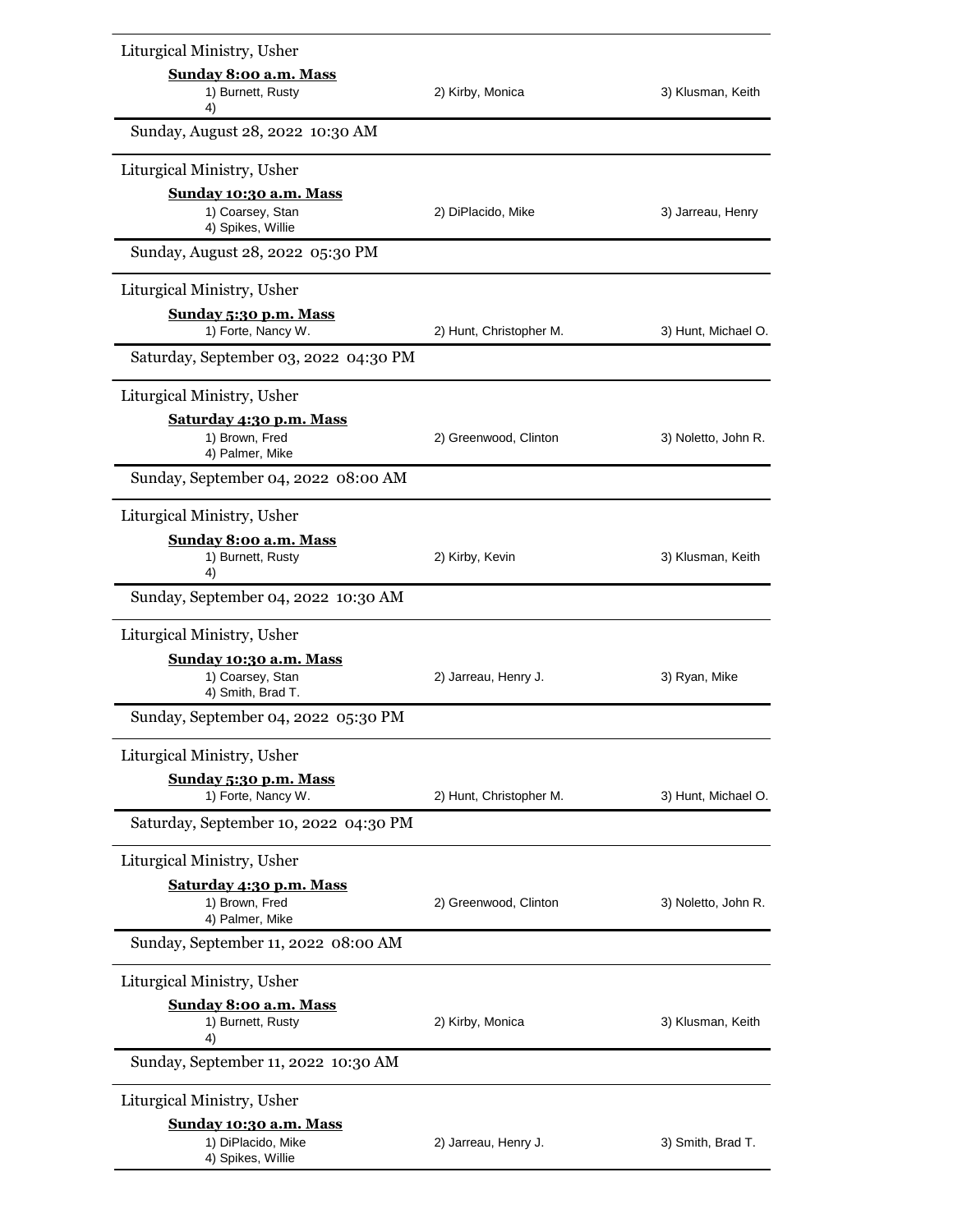Liturgical Ministry, Usher

**Sunday 8:00 a.m. Mass**

1) Burnett, Rusty　　2) Kirby, Monica　　3) Klusman, Keith
4)

Sunday, August 28, 2022 10:30 AM

Liturgical Ministry, Usher

**Sunday 10:30 a.m. Mass**

1) Coarsey, Stan　　2) DiPlacido, Mike　　3) Jarreau, Henry
4) Spikes, Willie

Sunday, August 28, 2022 05:30 PM

Liturgical Ministry, Usher

**Sunday 5:30 p.m. Mass**

1) Forte, Nancy W.　　2) Hunt, Christopher M.　　3) Hunt, Michael O.

Saturday, September 03, 2022 04:30 PM

Liturgical Ministry, Usher

**Saturday 4:30 p.m. Mass**

1) Brown, Fred　　2) Greenwood, Clinton　　3) Noletto, John R.
4) Palmer, Mike

Sunday, September 04, 2022 08:00 AM

Liturgical Ministry, Usher

**Sunday 8:00 a.m. Mass**

1) Burnett, Rusty　　2) Kirby, Kevin　　3) Klusman, Keith
4)

Sunday, September 04, 2022 10:30 AM

Liturgical Ministry, Usher

**Sunday 10:30 a.m. Mass**

1) Coarsey, Stan　　2) Jarreau, Henry J.　　3) Ryan, Mike
4) Smith, Brad T.

Sunday, September 04, 2022 05:30 PM

Liturgical Ministry, Usher

**Sunday 5:30 p.m. Mass**

1) Forte, Nancy W.　　2) Hunt, Christopher M.　　3) Hunt, Michael O.

Saturday, September 10, 2022 04:30 PM

Liturgical Ministry, Usher

**Saturday 4:30 p.m. Mass**

1) Brown, Fred　　2) Greenwood, Clinton　　3) Noletto, John R.
4) Palmer, Mike

Sunday, September 11, 2022 08:00 AM

Liturgical Ministry, Usher

**Sunday 8:00 a.m. Mass**

1) Burnett, Rusty　　2) Kirby, Monica　　3) Klusman, Keith
4)

Sunday, September 11, 2022 10:30 AM

Liturgical Ministry, Usher

**Sunday 10:30 a.m. Mass**

1) DiPlacido, Mike　　2) Jarreau, Henry J.　　3) Smith, Brad T.
4) Spikes, Willie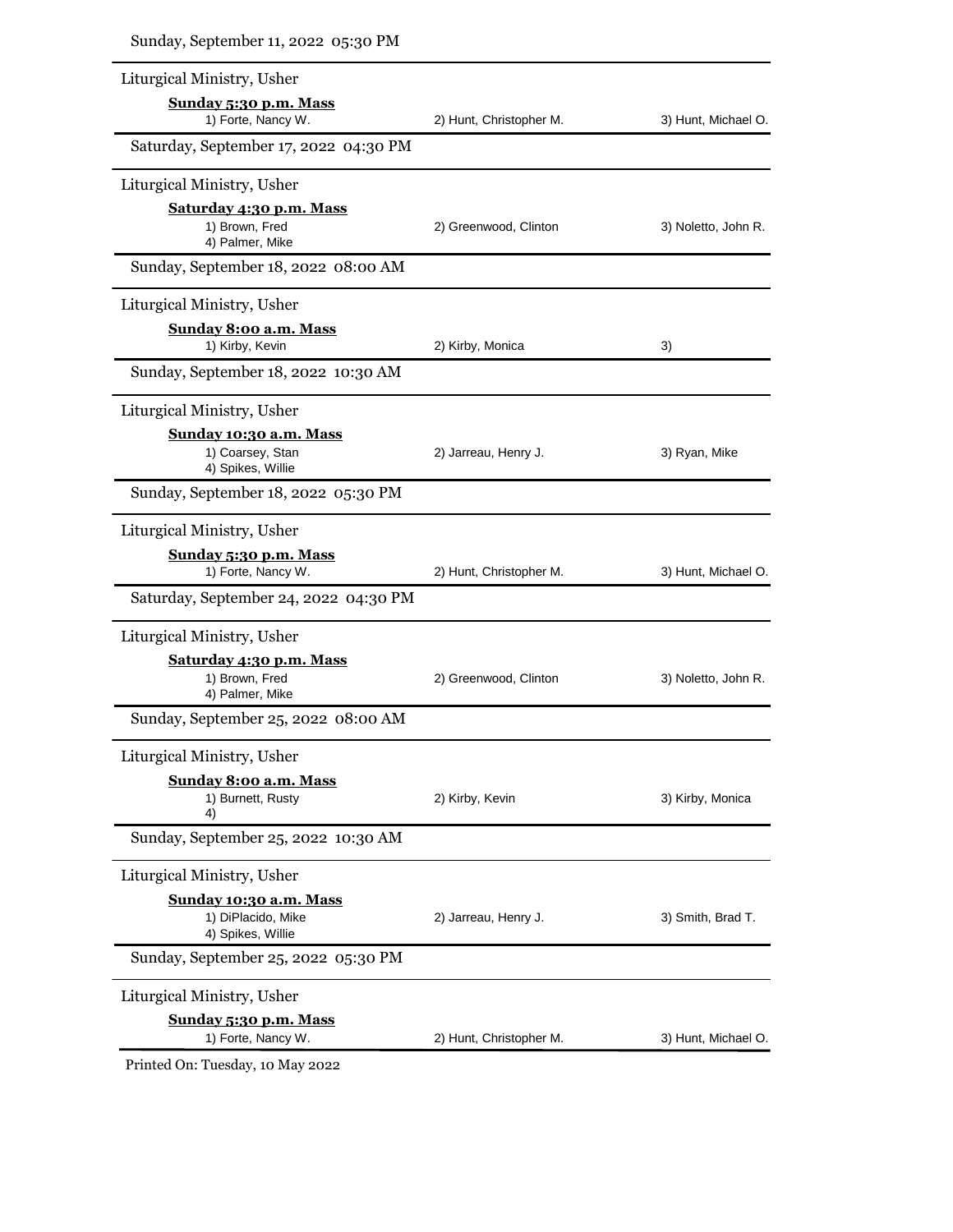Sunday, September 11, 2022 05:30 PM

Liturgical Ministry, Usher

**Sunday 5:30 p.m. Mass**

1) Forte, Nancy W. 2) Hunt, Christopher M. 3) Hunt, Michael O.

Saturday, September 17, 2022 04:30 PM

Liturgical Ministry, Usher

**Saturday 4:30 p.m. Mass**

1) Brown, Fred 2) Greenwood, Clinton 3) Noletto, John R.
4) Palmer, Mike

Sunday, September 18, 2022 08:00 AM

Liturgical Ministry, Usher

**Sunday 8:00 a.m. Mass**

1) Kirby, Kevin 2) Kirby, Monica 3)

Sunday, September 18, 2022 10:30 AM

Liturgical Ministry, Usher

**Sunday 10:30 a.m. Mass**

1) Coarsey, Stan 2) Jarreau, Henry J. 3) Ryan, Mike
4) Spikes, Willie

Sunday, September 18, 2022 05:30 PM

Liturgical Ministry, Usher

**Sunday 5:30 p.m. Mass**

1) Forte, Nancy W. 2) Hunt, Christopher M. 3) Hunt, Michael O.

Saturday, September 24, 2022 04:30 PM

Liturgical Ministry, Usher

**Saturday 4:30 p.m. Mass**

1) Brown, Fred 2) Greenwood, Clinton 3) Noletto, John R.
4) Palmer, Mike

Sunday, September 25, 2022 08:00 AM

Liturgical Ministry, Usher

**Sunday 8:00 a.m. Mass**

1) Burnett, Rusty 2) Kirby, Kevin 3) Kirby, Monica
4)

Sunday, September 25, 2022 10:30 AM

Liturgical Ministry, Usher

**Sunday 10:30 a.m. Mass**

1) DiPlacido, Mike 2) Jarreau, Henry J. 3) Smith, Brad T.
4) Spikes, Willie

Sunday, September 25, 2022 05:30 PM

Liturgical Ministry, Usher

**Sunday 5:30 p.m. Mass**

1) Forte, Nancy W. 2) Hunt, Christopher M. 3) Hunt, Michael O.

Printed On: Tuesday, 10 May 2022